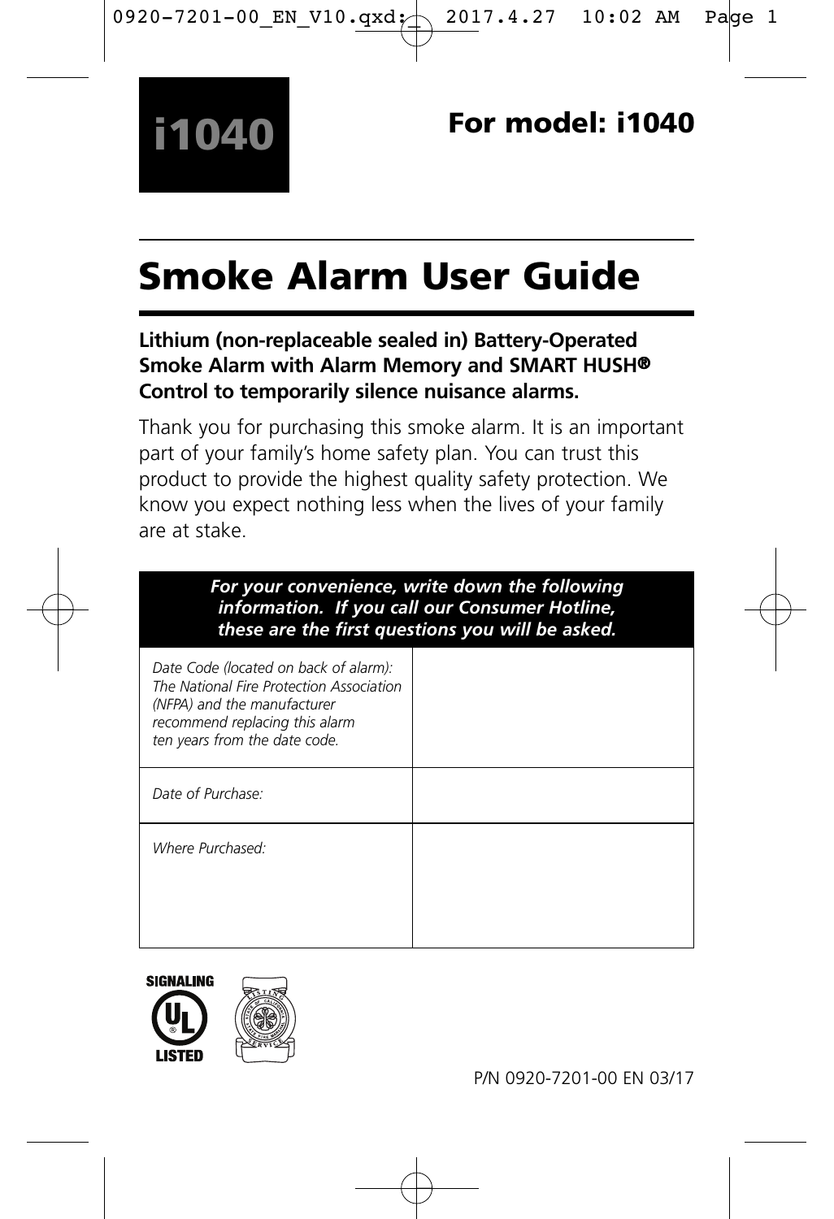**i1040**

## For model: i1040

# Smoke Alarm User Guide

**Lithium (non-replaceable sealed in) Battery-Operated Smoke Alarm with Alarm Memory and SMART HUSH® Control to temporarily silence nuisance alarms.**

Thank you for purchasing this smoke alarm. It is an important part of your family's home safety plan. You can trust this product to provide the highest quality safety protection. We know you expect nothing less when the lives of your family are at stake.

| ***For your convenience, write down the following information. If you call our Consumer Hotline, these are the first questions you will be asked.*** | |
|---|---|
| *Date Code (located on back of alarm): The National Fire Protection Association (NFPA) and the manufacturer recommend replacing this alarm ten years from the date code.* | |
| *Date of Purchase:* | |
| *Where Purchased:* | |

SIGNALING UL® LISTED

P/N 0920-7201-00 EN 03/17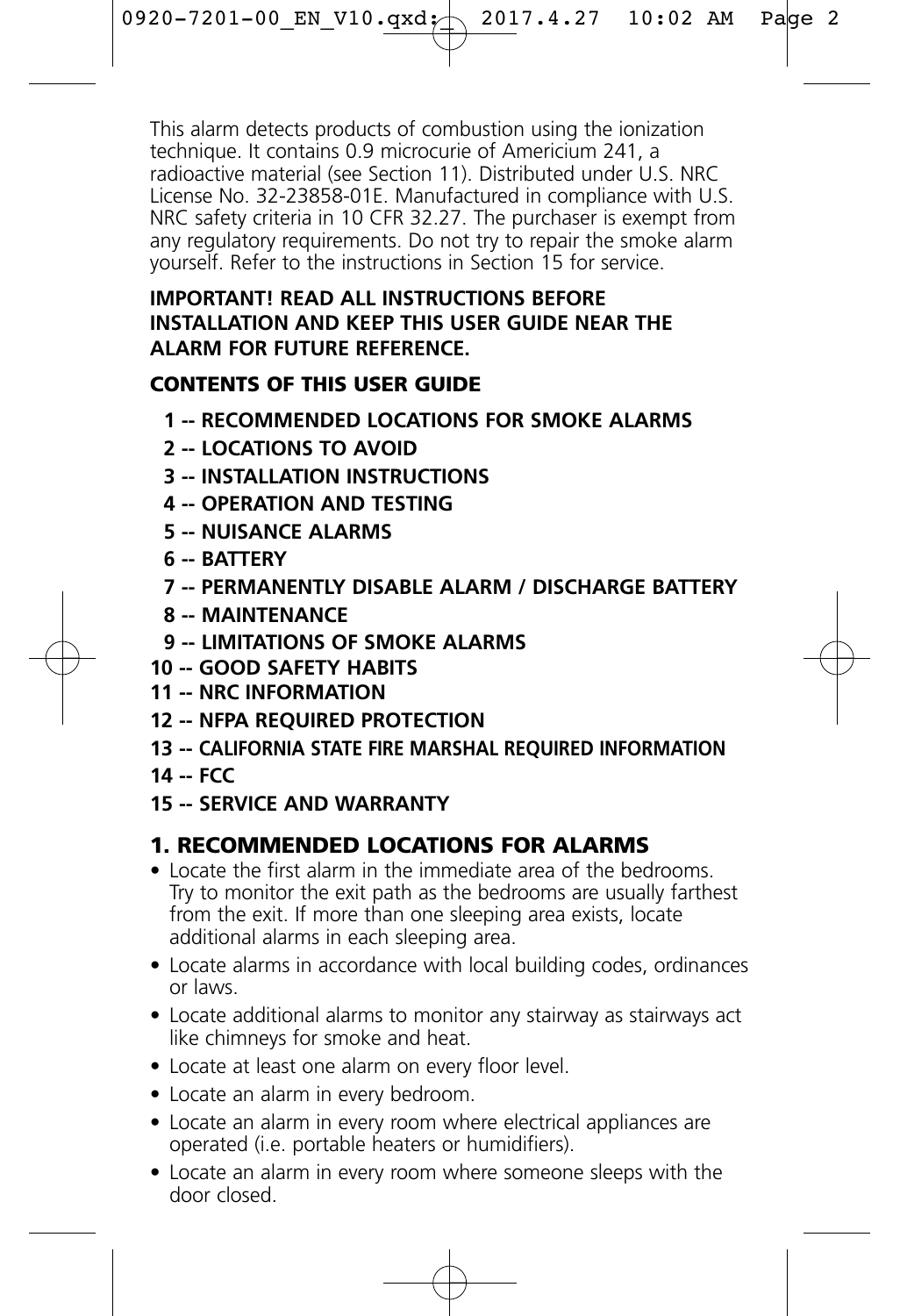This alarm detects products of combustion using the ionization technique. It contains 0.9 microcurie of Americium 241, a radioactive material (see Section 11). Distributed under U.S. NRC License No. 32-23858-01E. Manufactured in compliance with U.S. NRC safety criteria in 10 CFR 32.27. The purchaser is exempt from any regulatory requirements. Do not try to repair the smoke alarm yourself. Refer to the instructions in Section 15 for service.

**IMPORTANT! READ ALL INSTRUCTIONS BEFORE INSTALLATION AND KEEP THIS USER GUIDE NEAR THE ALARM FOR FUTURE REFERENCE.**

**CONTENTS OF THIS USER GUIDE**

- **1 -- RECOMMENDED LOCATIONS FOR SMOKE ALARMS**
- **2 -- LOCATIONS TO AVOID**
- **3 -- INSTALLATION INSTRUCTIONS**
- **4 -- OPERATION AND TESTING**
- **5 -- NUISANCE ALARMS**
- **6 -- BATTERY**
- **7 -- PERMANENTLY DISABLE ALARM / DISCHARGE BATTERY**
- **8 -- MAINTENANCE**
- **9 -- LIMITATIONS OF SMOKE ALARMS**
- **10 -- GOOD SAFETY HABITS**
- **11 -- NRC INFORMATION**
- **12 -- NFPA REQUIRED PROTECTION**
- **13 -- CALIFORNIA STATE FIRE MARSHAL REQUIRED INFORMATION**
- **14 -- FCC**
- **15 -- SERVICE AND WARRANTY**

## 1. RECOMMENDED LOCATIONS FOR ALARMS

- Locate the first alarm in the immediate area of the bedrooms. Try to monitor the exit path as the bedrooms are usually farthest from the exit. If more than one sleeping area exists, locate additional alarms in each sleeping area.
- Locate alarms in accordance with local building codes, ordinances or laws.
- Locate additional alarms to monitor any stairway as stairways act like chimneys for smoke and heat.
- Locate at least one alarm on every floor level.
- Locate an alarm in every bedroom.
- Locate an alarm in every room where electrical appliances are operated (i.e. portable heaters or humidifiers).
- Locate an alarm in every room where someone sleeps with the door closed.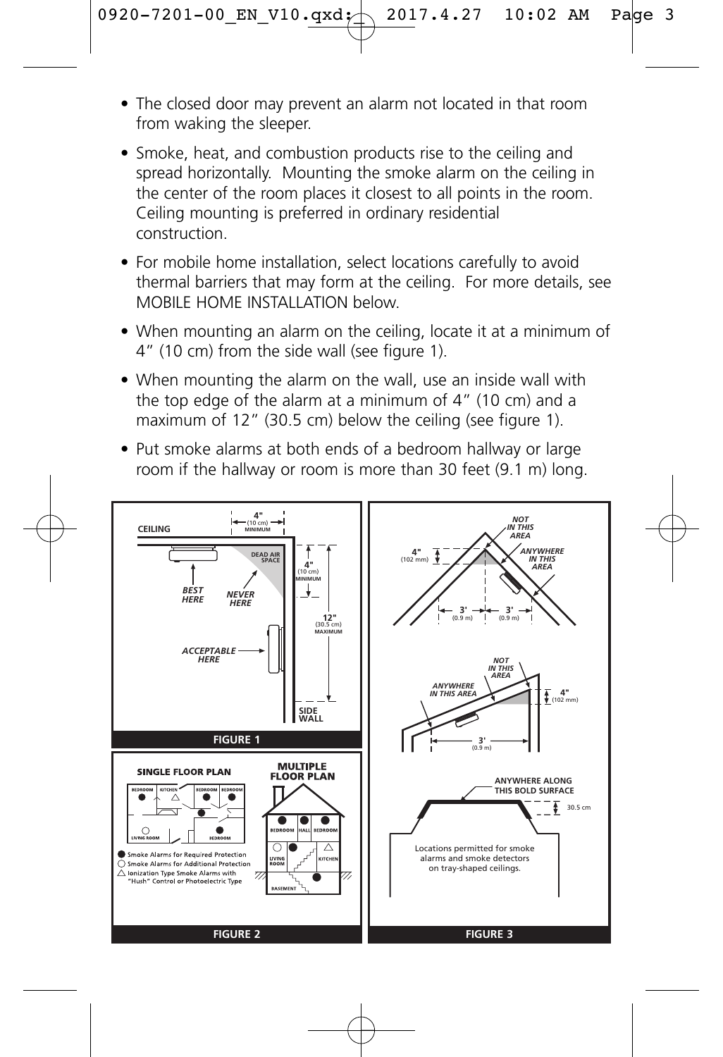- The closed door may prevent an alarm not located in that room from waking the sleeper.
- Smoke, heat, and combustion products rise to the ceiling and spread horizontally. Mounting the smoke alarm on the ceiling in the center of the room places it closest to all points in the room. Ceiling mounting is preferred in ordinary residential construction.
- For mobile home installation, select locations carefully to avoid thermal barriers that may form at the ceiling. For more details, see MOBILE HOME INSTALLATION below.
- When mounting an alarm on the ceiling, locate it at a minimum of 4" (10 cm) from the side wall (see figure 1).
- When mounting the alarm on the wall, use an inside wall with the top edge of the alarm at a minimum of 4" (10 cm) and a maximum of 12" (30.5 cm) below the ceiling (see figure 1).
- Put smoke alarms at both ends of a bedroom hallway or large room if the hallway or room is more than 30 feet (9.1 m) long.

CEILING — 4" (10 cm) MINIMUM — DEAD AIR SPACE — 4" (10 cm) MINIMUM — BEST HERE — NEVER HERE — 12" (30.5 cm) MAXIMUM — ACCEPTABLE HERE — SIDE WALL

**FIGURE 1**

NOT IN THIS AREA — ANYWHERE IN THIS AREA — 4" (102 mm) — 3' (0.9 m) — 3' (0.9 m)

NOT IN THIS AREA — ANYWHERE IN THIS AREA — 4" (102 mm) — 3' (0.9 m)

ANYWHERE ALONG THIS BOLD SURFACE — 30.5 cm

Locations permitted for smoke alarms and smoke detectors on tray-shaped ceilings.

**FIGURE 3**

**SINGLE FLOOR PLAN** — BEDROOM — KITCHEN — BEDROOM — BEDROOM — LIVING ROOM — BEDROOM

**MULTIPLE FLOOR PLAN** — BEDROOM — HALL — BEDROOM — LIVING ROOM — KITCHEN — BASEMENT

● Smoke Alarms for Required Protection
○ Smoke Alarms for Additional Protection
△ Ionization Type Smoke Alarms with "Hush" Control or Photoelectric Type

**FIGURE 2**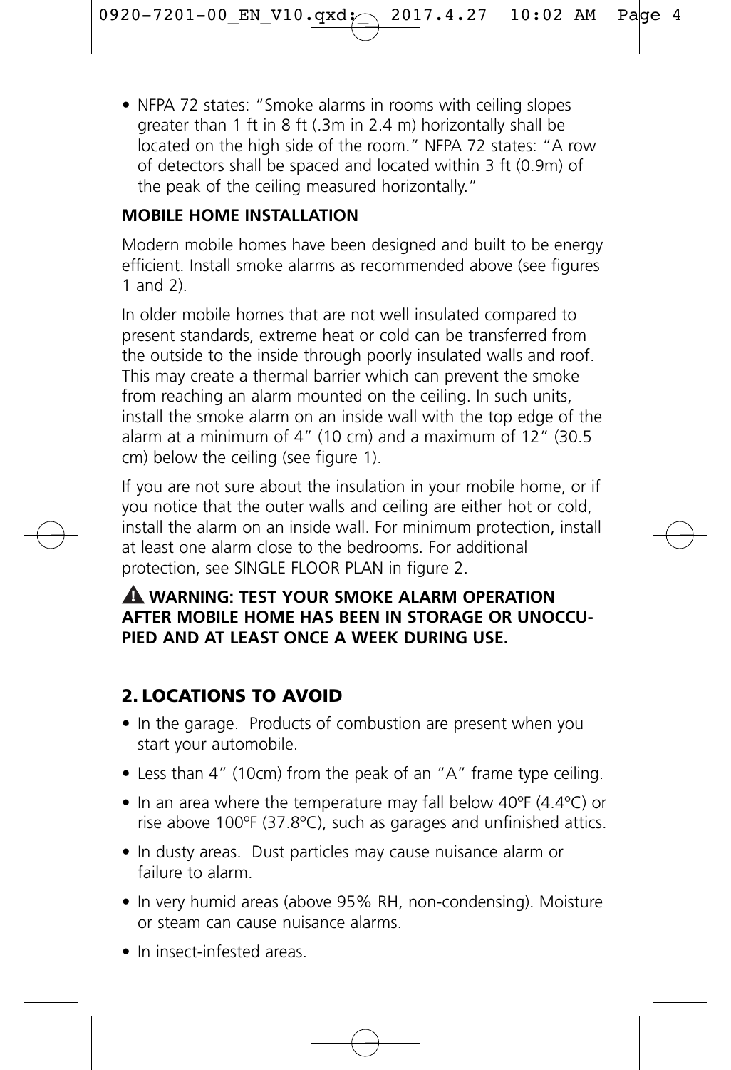- NFPA 72 states: "Smoke alarms in rooms with ceiling slopes greater than 1 ft in 8 ft (.3m in 2.4 m) horizontally shall be located on the high side of the room." NFPA 72 states: "A row of detectors shall be spaced and located within 3 ft (0.9m) of the peak of the ceiling measured horizontally."

**MOBILE HOME INSTALLATION**

Modern mobile homes have been designed and built to be energy efficient. Install smoke alarms as recommended above (see figures 1 and 2).

In older mobile homes that are not well insulated compared to present standards, extreme heat or cold can be transferred from the outside to the inside through poorly insulated walls and roof. This may create a thermal barrier which can prevent the smoke from reaching an alarm mounted on the ceiling. In such units, install the smoke alarm on an inside wall with the top edge of the alarm at a minimum of 4" (10 cm) and a maximum of 12" (30.5 cm) below the ceiling (see figure 1).

If you are not sure about the insulation in your mobile home, or if you notice that the outer walls and ceiling are either hot or cold, install the alarm on an inside wall. For minimum protection, install at least one alarm close to the bedrooms. For additional protection, see SINGLE FLOOR PLAN in figure 2.

**⚠ WARNING: TEST YOUR SMOKE ALARM OPERATION AFTER MOBILE HOME HAS BEEN IN STORAGE OR UNOCCUPIED AND AT LEAST ONCE A WEEK DURING USE.**

## 2. LOCATIONS TO AVOID

- In the garage. Products of combustion are present when you start your automobile.
- Less than 4" (10cm) from the peak of an "A" frame type ceiling.
- In an area where the temperature may fall below 40ºF (4.4ºC) or rise above 100ºF (37.8ºC), such as garages and unfinished attics.
- In dusty areas. Dust particles may cause nuisance alarm or failure to alarm.
- In very humid areas (above 95% RH, non-condensing). Moisture or steam can cause nuisance alarms.
- In insect-infested areas.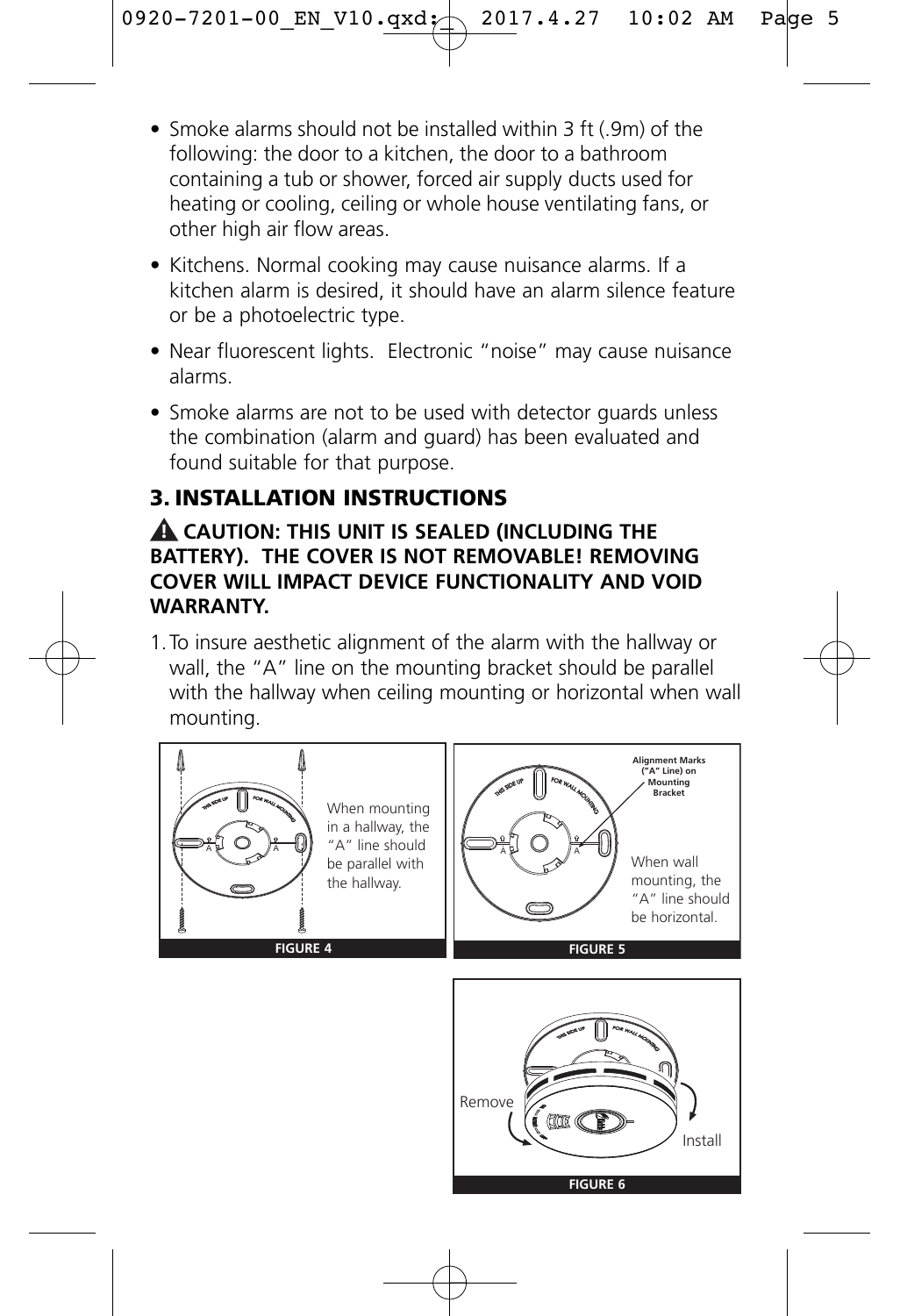- Smoke alarms should not be installed within 3 ft (.9m) of the following: the door to a kitchen, the door to a bathroom containing a tub or shower, forced air supply ducts used for heating or cooling, ceiling or whole house ventilating fans, or other high air flow areas.
- Kitchens. Normal cooking may cause nuisance alarms. If a kitchen alarm is desired, it should have an alarm silence feature or be a photoelectric type.
- Near fluorescent lights. Electronic "noise" may cause nuisance alarms.
- Smoke alarms are not to be used with detector guards unless the combination (alarm and guard) has been evaluated and found suitable for that purpose.

## 3. INSTALLATION INSTRUCTIONS

**⚠ CAUTION: THIS UNIT IS SEALED (INCLUDING THE BATTERY). THE COVER IS NOT REMOVABLE! REMOVING COVER WILL IMPACT DEVICE FUNCTIONALITY AND VOID WARRANTY.**

1. To insure aesthetic alignment of the alarm with the hallway or wall, the "A" line on the mounting bracket should be parallel with the hallway when ceiling mounting or horizontal when wall mounting.

When mounting in a hallway, the "A" line should be parallel with the hallway.

**FIGURE 4**

Alignment Marks ("A" Line) on Mounting Bracket

When wall mounting, the "A" line should be horizontal.

**FIGURE 5**

Remove

Install

**FIGURE 6**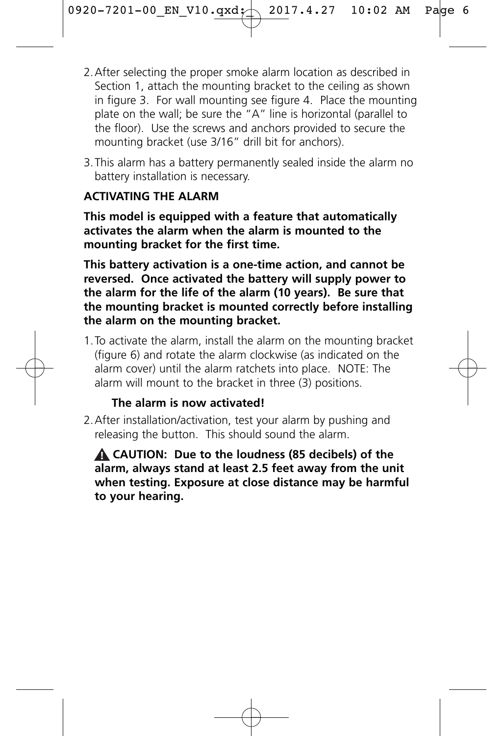2. After selecting the proper smoke alarm location as described in Section 1, attach the mounting bracket to the ceiling as shown in figure 3. For wall mounting see figure 4. Place the mounting plate on the wall; be sure the "A" line is horizontal (parallel to the floor). Use the screws and anchors provided to secure the mounting bracket (use 3/16" drill bit for anchors).

3. This alarm has a battery permanently sealed inside the alarm no battery installation is necessary.

**ACTIVATING THE ALARM**

**This model is equipped with a feature that automatically activates the alarm when the alarm is mounted to the mounting bracket for the first time.**

**This battery activation is a one-time action, and cannot be reversed. Once activated the battery will supply power to the alarm for the life of the alarm (10 years). Be sure that the mounting bracket is mounted correctly before installing the alarm on the mounting bracket.**

1. To activate the alarm, install the alarm on the mounting bracket (figure 6) and rotate the alarm clockwise (as indicated on the alarm cover) until the alarm ratchets into place. NOTE: The alarm will mount to the bracket in three (3) positions.

    **The alarm is now activated!**

2. After installation/activation, test your alarm by pushing and releasing the button. This should sound the alarm.

    **⚠ CAUTION: Due to the loudness (85 decibels) of the alarm, always stand at least 2.5 feet away from the unit when testing. Exposure at close distance may be harmful to your hearing.**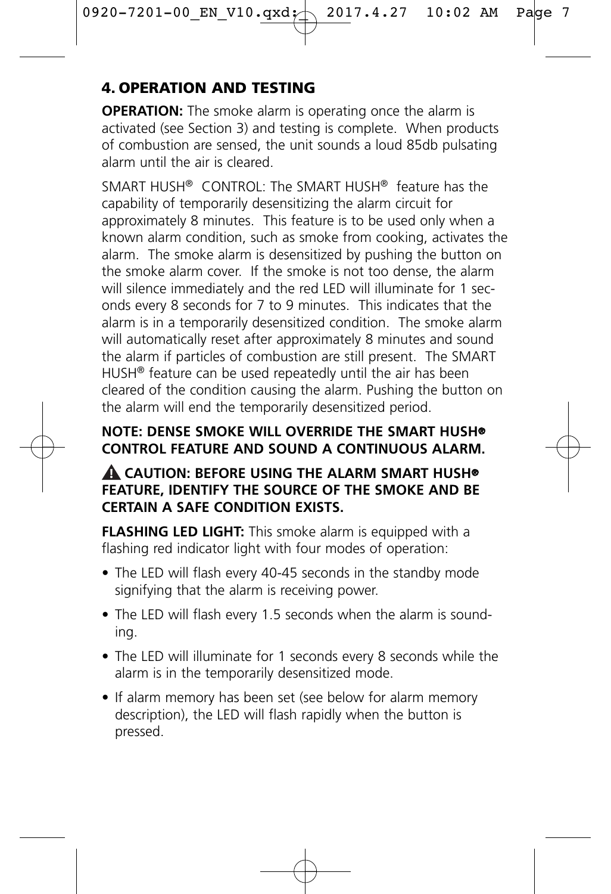## 4. OPERATION AND TESTING

**OPERATION:** The smoke alarm is operating once the alarm is activated (see Section 3) and testing is complete. When products of combustion are sensed, the unit sounds a loud 85db pulsating alarm until the air is cleared.

SMART HUSH® CONTROL: The SMART HUSH® feature has the capability of temporarily desensitizing the alarm circuit for approximately 8 minutes. This feature is to be used only when a known alarm condition, such as smoke from cooking, activates the alarm. The smoke alarm is desensitized by pushing the button on the smoke alarm cover. If the smoke is not too dense, the alarm will silence immediately and the red LED will illuminate for 1 seconds every 8 seconds for 7 to 9 minutes. This indicates that the alarm is in a temporarily desensitized condition. The smoke alarm will automatically reset after approximately 8 minutes and sound the alarm if particles of combustion are still present. The SMART HUSH® feature can be used repeatedly until the air has been cleared of the condition causing the alarm. Pushing the button on the alarm will end the temporarily desensitized period.

**NOTE: DENSE SMOKE WILL OVERRIDE THE SMART HUSH® CONTROL FEATURE AND SOUND A CONTINUOUS ALARM.**

**⚠ CAUTION: BEFORE USING THE ALARM SMART HUSH® FEATURE, IDENTIFY THE SOURCE OF THE SMOKE AND BE CERTAIN A SAFE CONDITION EXISTS.**

**FLASHING LED LIGHT:** This smoke alarm is equipped with a flashing red indicator light with four modes of operation:

- The LED will flash every 40-45 seconds in the standby mode signifying that the alarm is receiving power.
- The LED will flash every 1.5 seconds when the alarm is sounding.
- The LED will illuminate for 1 seconds every 8 seconds while the alarm is in the temporarily desensitized mode.
- If alarm memory has been set (see below for alarm memory description), the LED will flash rapidly when the button is pressed.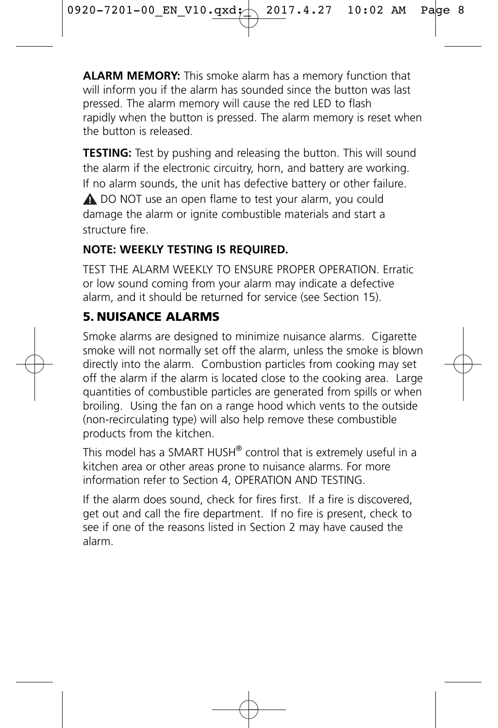**ALARM MEMORY:** This smoke alarm has a memory function that will inform you if the alarm has sounded since the button was last pressed. The alarm memory will cause the red LED to flash rapidly when the button is pressed. The alarm memory is reset when the button is released.

**TESTING:** Test by pushing and releasing the button. This will sound the alarm if the electronic circuitry, horn, and battery are working. If no alarm sounds, the unit has defective battery or other failure.

⚠ DO NOT use an open flame to test your alarm, you could damage the alarm or ignite combustible materials and start a structure fire.

**NOTE: WEEKLY TESTING IS REQUIRED.**

TEST THE ALARM WEEKLY TO ENSURE PROPER OPERATION. Erratic or low sound coming from your alarm may indicate a defective alarm, and it should be returned for service (see Section 15).

## 5. NUISANCE ALARMS

Smoke alarms are designed to minimize nuisance alarms. Cigarette smoke will not normally set off the alarm, unless the smoke is blown directly into the alarm. Combustion particles from cooking may set off the alarm if the alarm is located close to the cooking area. Large quantities of combustible particles are generated from spills or when broiling. Using the fan on a range hood which vents to the outside (non-recirculating type) will also help remove these combustible products from the kitchen.

This model has a SMART HUSH® control that is extremely useful in a kitchen area or other areas prone to nuisance alarms. For more information refer to Section 4, OPERATION AND TESTING.

If the alarm does sound, check for fires first. If a fire is discovered, get out and call the fire department. If no fire is present, check to see if one of the reasons listed in Section 2 may have caused the alarm.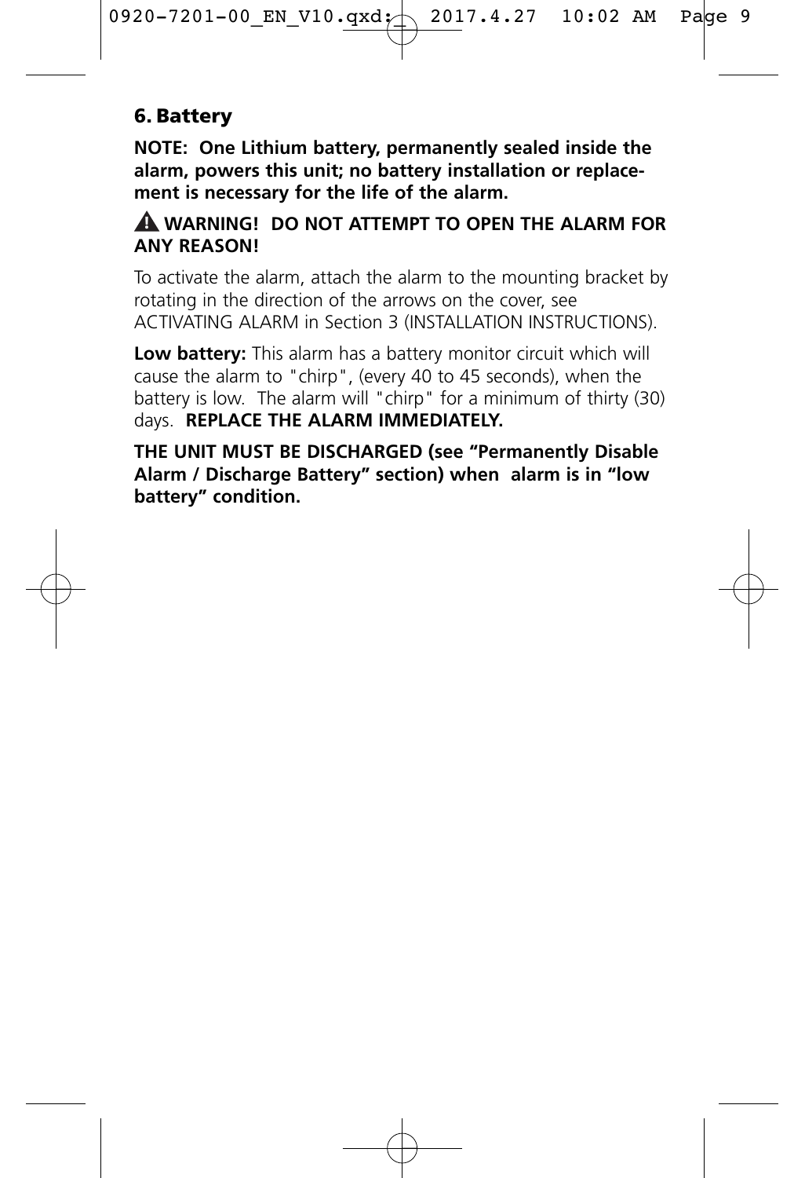## 6. Battery

**NOTE: One Lithium battery, permanently sealed inside the alarm, powers this unit; no battery installation or replacement is necessary for the life of the alarm.**

**⚠ WARNING! DO NOT ATTEMPT TO OPEN THE ALARM FOR ANY REASON!**

To activate the alarm, attach the alarm to the mounting bracket by rotating in the direction of the arrows on the cover, see ACTIVATING ALARM in Section 3 (INSTALLATION INSTRUCTIONS).

**Low battery:** This alarm has a battery monitor circuit which will cause the alarm to "chirp", (every 40 to 45 seconds), when the battery is low. The alarm will "chirp" for a minimum of thirty (30) days. **REPLACE THE ALARM IMMEDIATELY.**

**THE UNIT MUST BE DISCHARGED (see "Permanently Disable Alarm / Discharge Battery" section) when alarm is in "low battery" condition.**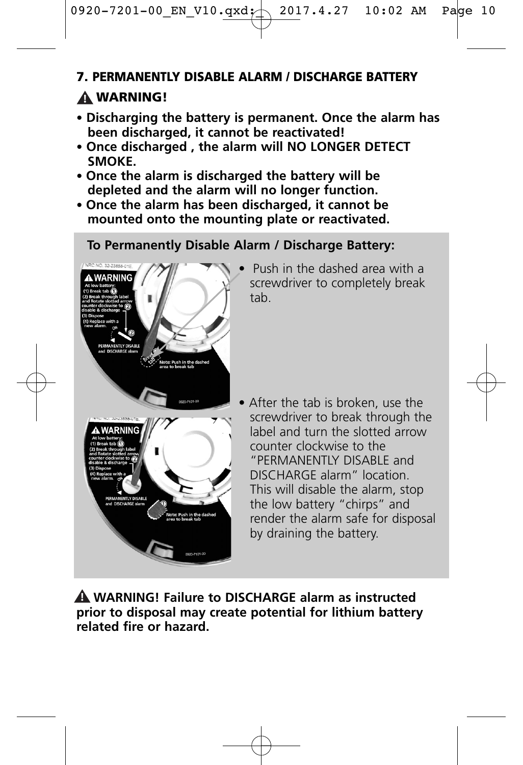## 7. PERMANENTLY DISABLE ALARM / DISCHARGE BATTERY

### ⚠ WARNING!

- **Discharging the battery is permanent. Once the alarm has been discharged, it cannot be reactivated!**
- **Once discharged , the alarm will NO LONGER DETECT SMOKE.**
- **Once the alarm is discharged the battery will be depleted and the alarm will no longer function.**
- **Once the alarm has been discharged, it cannot be mounted onto the mounting plate or reactivated.**

**To Permanently Disable Alarm / Discharge Battery:**

- Push in the dashed area with a screwdriver to completely break tab.
- After the tab is broken, use the screwdriver to break through the label and turn the slotted arrow counter clockwise to the "PERMANENTLY DISABLE and DISCHARGE alarm" location. This will disable the alarm, stop the low battery "chirps" and render the alarm safe for disposal by draining the battery.

**⚠ WARNING! Failure to DISCHARGE alarm as instructed prior to disposal may create potential for lithium battery related fire or hazard.**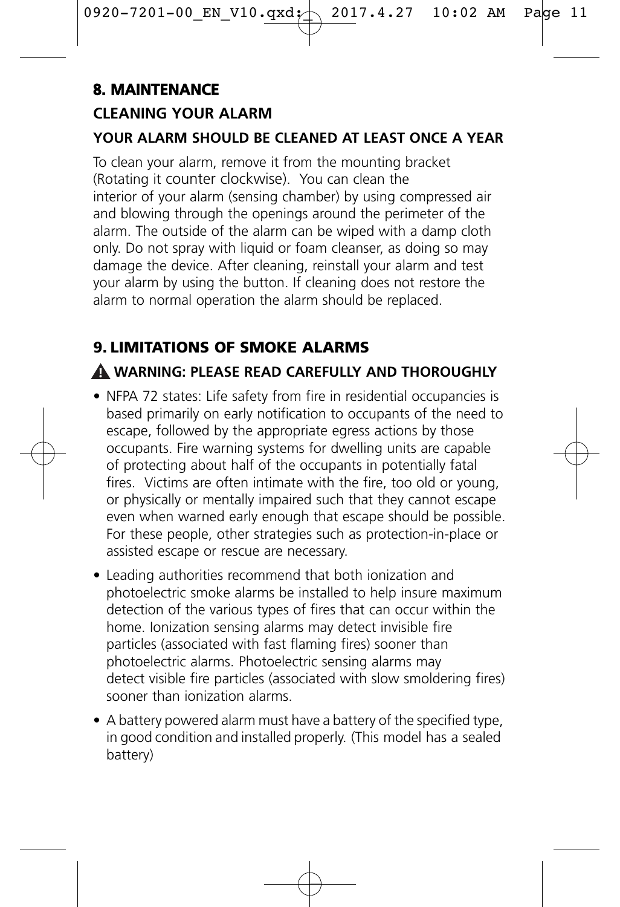## 8. MAINTENANCE

### CLEANING YOUR ALARM

**YOUR ALARM SHOULD BE CLEANED AT LEAST ONCE A YEAR**

To clean your alarm, remove it from the mounting bracket (Rotating it counter clockwise). You can clean the interior of your alarm (sensing chamber) by using compressed air and blowing through the openings around the perimeter of the alarm. The outside of the alarm can be wiped with a damp cloth only. Do not spray with liquid or foam cleanser, as doing so may damage the device. After cleaning, reinstall your alarm and test your alarm by using the button. If cleaning does not restore the alarm to normal operation the alarm should be replaced.

## 9. LIMITATIONS OF SMOKE ALARMS

**⚠ WARNING: PLEASE READ CAREFULLY AND THOROUGHLY**

- NFPA 72 states: Life safety from fire in residential occupancies is based primarily on early notification to occupants of the need to escape, followed by the appropriate egress actions by those occupants. Fire warning systems for dwelling units are capable of protecting about half of the occupants in potentially fatal fires. Victims are often intimate with the fire, too old or young, or physically or mentally impaired such that they cannot escape even when warned early enough that escape should be possible. For these people, other strategies such as protection-in-place or assisted escape or rescue are necessary.
- Leading authorities recommend that both ionization and photoelectric smoke alarms be installed to help insure maximum detection of the various types of fires that can occur within the home. Ionization sensing alarms may detect invisible fire particles (associated with fast flaming fires) sooner than photoelectric alarms. Photoelectric sensing alarms may detect visible fire particles (associated with slow smoldering fires) sooner than ionization alarms.
- A battery powered alarm must have a battery of the specified type, in good condition and installed properly. (This model has a sealed battery)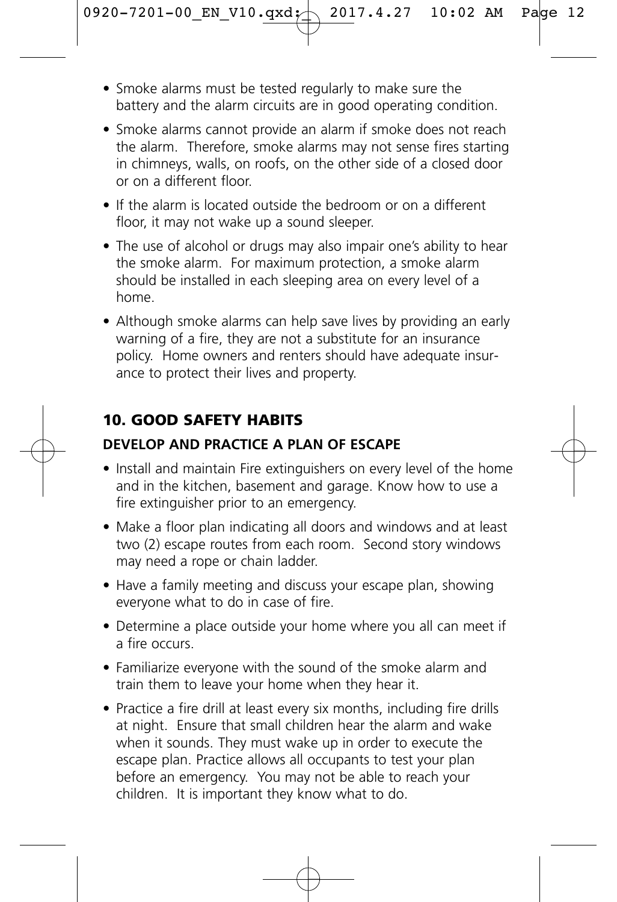- Smoke alarms must be tested regularly to make sure the battery and the alarm circuits are in good operating condition.
- Smoke alarms cannot provide an alarm if smoke does not reach the alarm. Therefore, smoke alarms may not sense fires starting in chimneys, walls, on roofs, on the other side of a closed door or on a different floor.
- If the alarm is located outside the bedroom or on a different floor, it may not wake up a sound sleeper.
- The use of alcohol or drugs may also impair one's ability to hear the smoke alarm. For maximum protection, a smoke alarm should be installed in each sleeping area on every level of a home.
- Although smoke alarms can help save lives by providing an early warning of a fire, they are not a substitute for an insurance policy. Home owners and renters should have adequate insurance to protect their lives and property.

## 10. GOOD SAFETY HABITS

### DEVELOP AND PRACTICE A PLAN OF ESCAPE

- Install and maintain Fire extinguishers on every level of the home and in the kitchen, basement and garage. Know how to use a fire extinguisher prior to an emergency.
- Make a floor plan indicating all doors and windows and at least two (2) escape routes from each room. Second story windows may need a rope or chain ladder.
- Have a family meeting and discuss your escape plan, showing everyone what to do in case of fire.
- Determine a place outside your home where you all can meet if a fire occurs.
- Familiarize everyone with the sound of the smoke alarm and train them to leave your home when they hear it.
- Practice a fire drill at least every six months, including fire drills at night. Ensure that small children hear the alarm and wake when it sounds. They must wake up in order to execute the escape plan. Practice allows all occupants to test your plan before an emergency. You may not be able to reach your children. It is important they know what to do.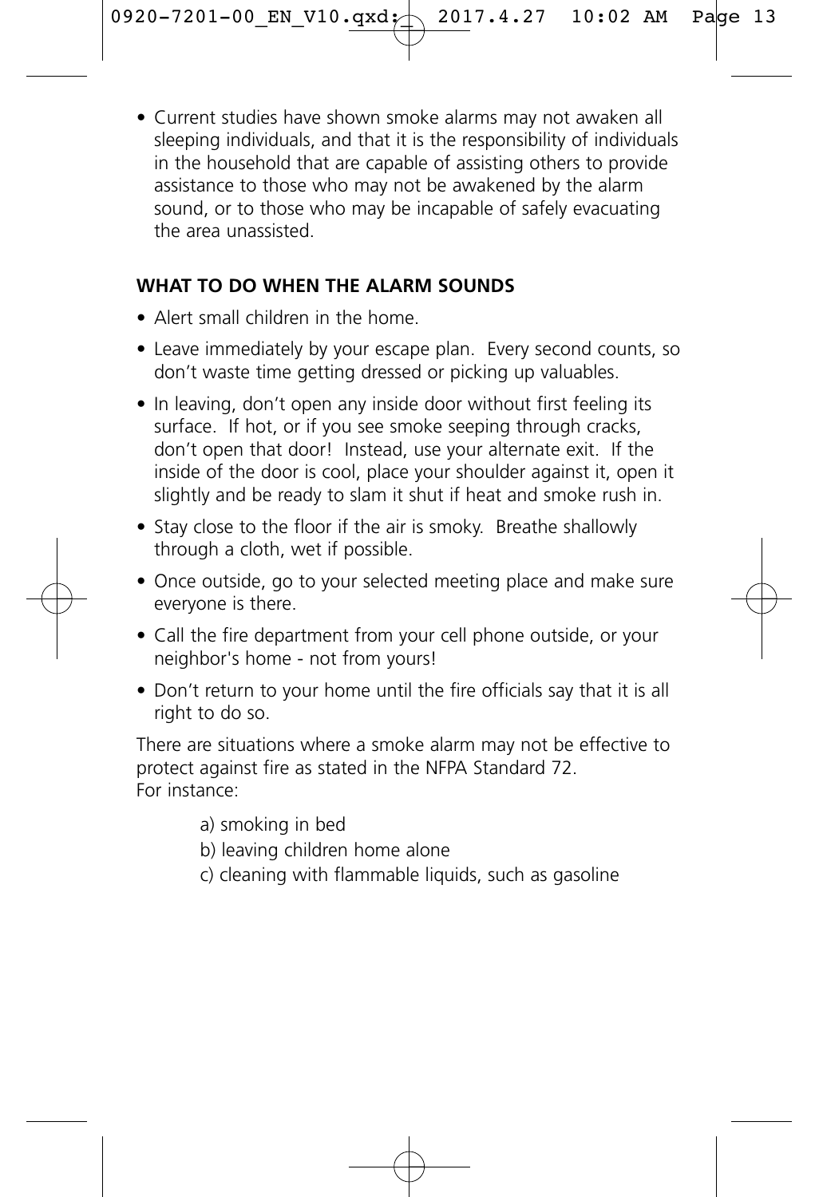- Current studies have shown smoke alarms may not awaken all sleeping individuals, and that it is the responsibility of individuals in the household that are capable of assisting others to provide assistance to those who may not be awakened by the alarm sound, or to those who may be incapable of safely evacuating the area unassisted.

## WHAT TO DO WHEN THE ALARM SOUNDS

- Alert small children in the home.
- Leave immediately by your escape plan. Every second counts, so don't waste time getting dressed or picking up valuables.
- In leaving, don't open any inside door without first feeling its surface. If hot, or if you see smoke seeping through cracks, don't open that door! Instead, use your alternate exit. If the inside of the door is cool, place your shoulder against it, open it slightly and be ready to slam it shut if heat and smoke rush in.
- Stay close to the floor if the air is smoky. Breathe shallowly through a cloth, wet if possible.
- Once outside, go to your selected meeting place and make sure everyone is there.
- Call the fire department from your cell phone outside, or your neighbor's home - not from yours!
- Don't return to your home until the fire officials say that it is all right to do so.

There are situations where a smoke alarm may not be effective to protect against fire as stated in the NFPA Standard 72. For instance:

a) smoking in bed
b) leaving children home alone
c) cleaning with flammable liquids, such as gasoline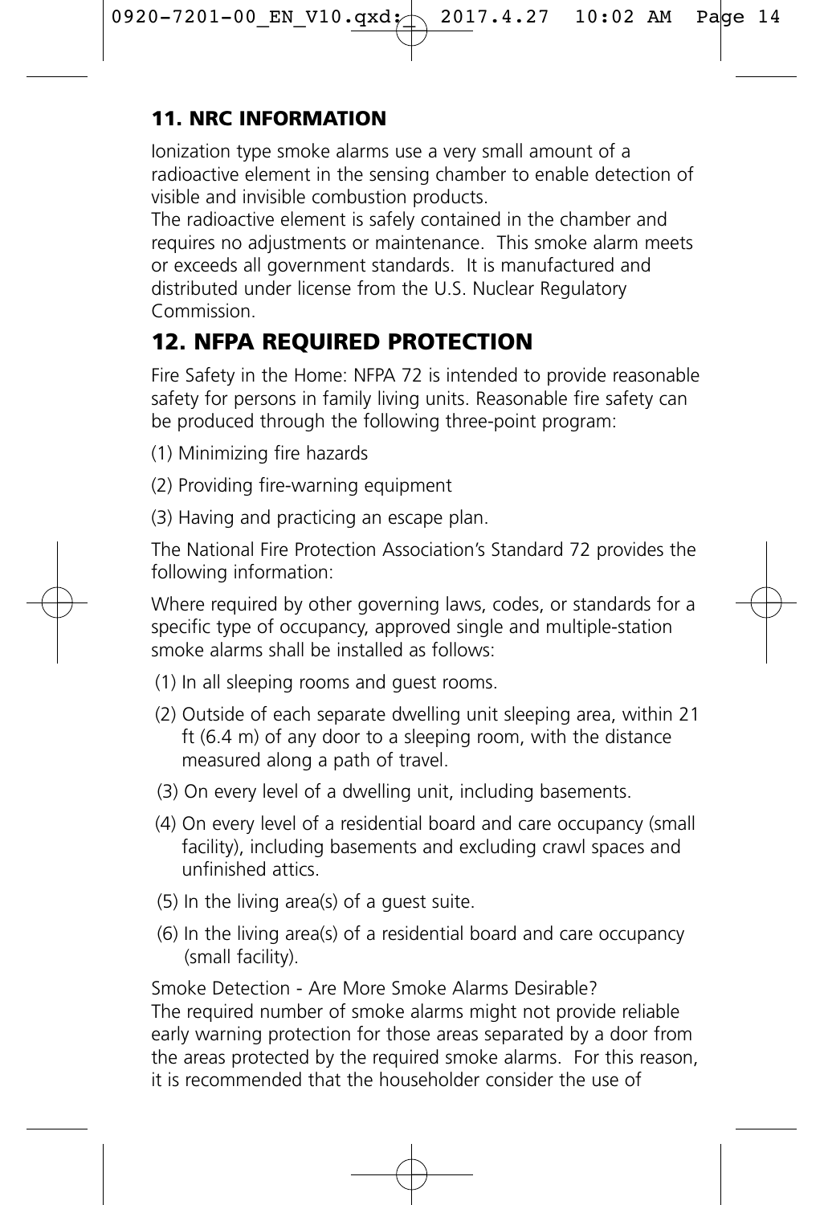## 11. NRC INFORMATION

Ionization type smoke alarms use a very small amount of a radioactive element in the sensing chamber to enable detection of visible and invisible combustion products.
The radioactive element is safely contained in the chamber and requires no adjustments or maintenance. This smoke alarm meets or exceeds all government standards. It is manufactured and distributed under license from the U.S. Nuclear Regulatory Commission.

## 12. NFPA REQUIRED PROTECTION

Fire Safety in the Home: NFPA 72 is intended to provide reasonable safety for persons in family living units. Reasonable fire safety can be produced through the following three-point program:

(1) Minimizing fire hazards

(2) Providing fire-warning equipment

(3) Having and practicing an escape plan.

The National Fire Protection Association's Standard 72 provides the following information:

Where required by other governing laws, codes, or standards for a specific type of occupancy, approved single and multiple-station smoke alarms shall be installed as follows:

(1) In all sleeping rooms and guest rooms.

(2) Outside of each separate dwelling unit sleeping area, within 21 ft (6.4 m) of any door to a sleeping room, with the distance measured along a path of travel.

(3) On every level of a dwelling unit, including basements.

(4) On every level of a residential board and care occupancy (small facility), including basements and excluding crawl spaces and unfinished attics.

(5) In the living area(s) of a guest suite.

(6) In the living area(s) of a residential board and care occupancy (small facility).

Smoke Detection - Are More Smoke Alarms Desirable?
The required number of smoke alarms might not provide reliable early warning protection for those areas separated by a door from the areas protected by the required smoke alarms. For this reason, it is recommended that the householder consider the use of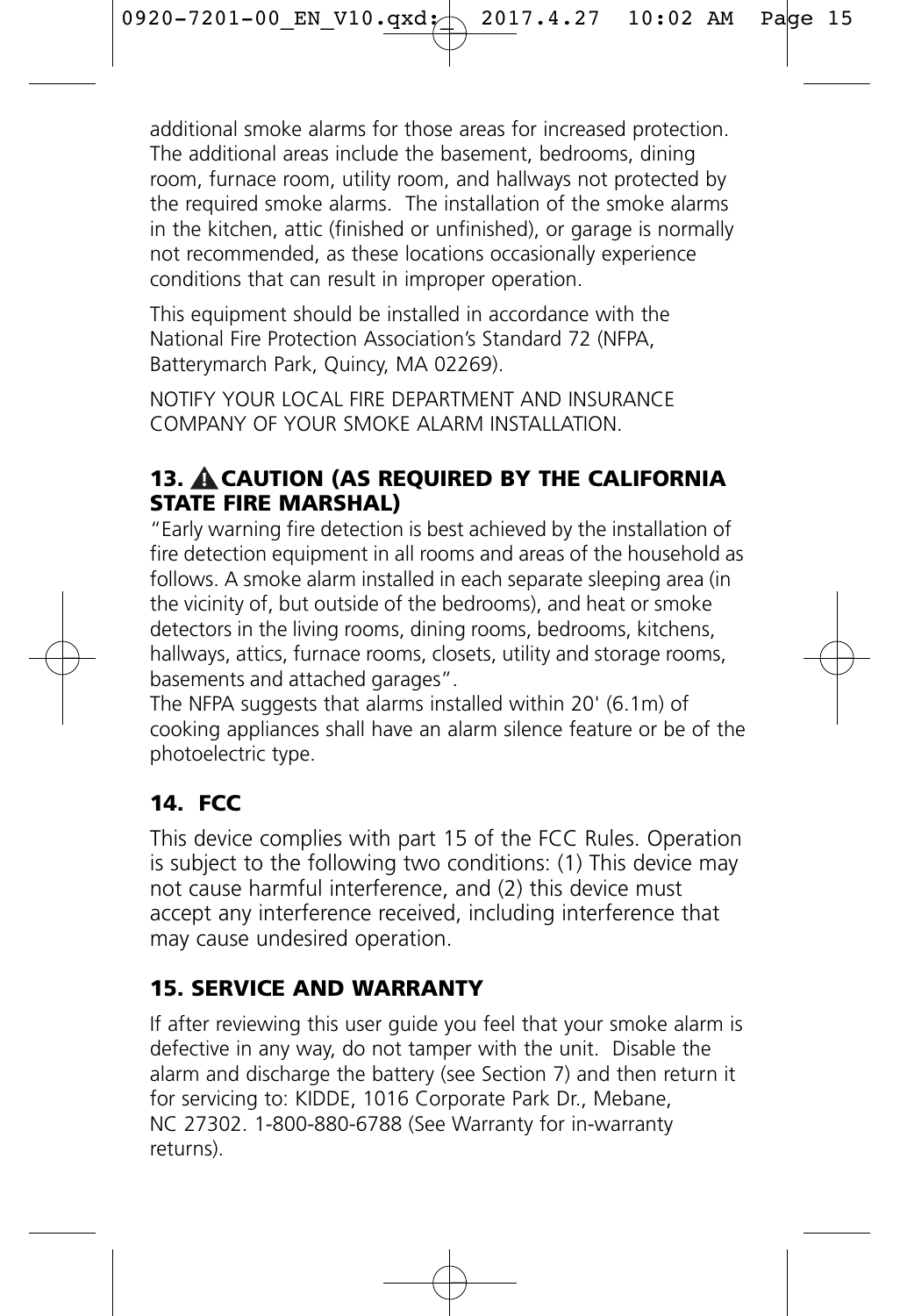additional smoke alarms for those areas for increased protection. The additional areas include the basement, bedrooms, dining room, furnace room, utility room, and hallways not protected by the required smoke alarms. The installation of the smoke alarms in the kitchen, attic (finished or unfinished), or garage is normally not recommended, as these locations occasionally experience conditions that can result in improper operation.

This equipment should be installed in accordance with the National Fire Protection Association's Standard 72 (NFPA, Batterymarch Park, Quincy, MA 02269).

NOTIFY YOUR LOCAL FIRE DEPARTMENT AND INSURANCE COMPANY OF YOUR SMOKE ALARM INSTALLATION.

## 13. ⚠ CAUTION (AS REQUIRED BY THE CALIFORNIA STATE FIRE MARSHAL)

"Early warning fire detection is best achieved by the installation of fire detection equipment in all rooms and areas of the household as follows. A smoke alarm installed in each separate sleeping area (in the vicinity of, but outside of the bedrooms), and heat or smoke detectors in the living rooms, dining rooms, bedrooms, kitchens, hallways, attics, furnace rooms, closets, utility and storage rooms, basements and attached garages".

The NFPA suggests that alarms installed within 20' (6.1m) of cooking appliances shall have an alarm silence feature or be of the photoelectric type.

## 14. FCC

This device complies with part 15 of the FCC Rules. Operation is subject to the following two conditions: (1) This device may not cause harmful interference, and (2) this device must accept any interference received, including interference that may cause undesired operation.

## 15. SERVICE AND WARRANTY

If after reviewing this user guide you feel that your smoke alarm is defective in any way, do not tamper with the unit. Disable the alarm and discharge the battery (see Section 7) and then return it for servicing to: KIDDE, 1016 Corporate Park Dr., Mebane, NC 27302. 1-800-880-6788 (See Warranty for in-warranty returns).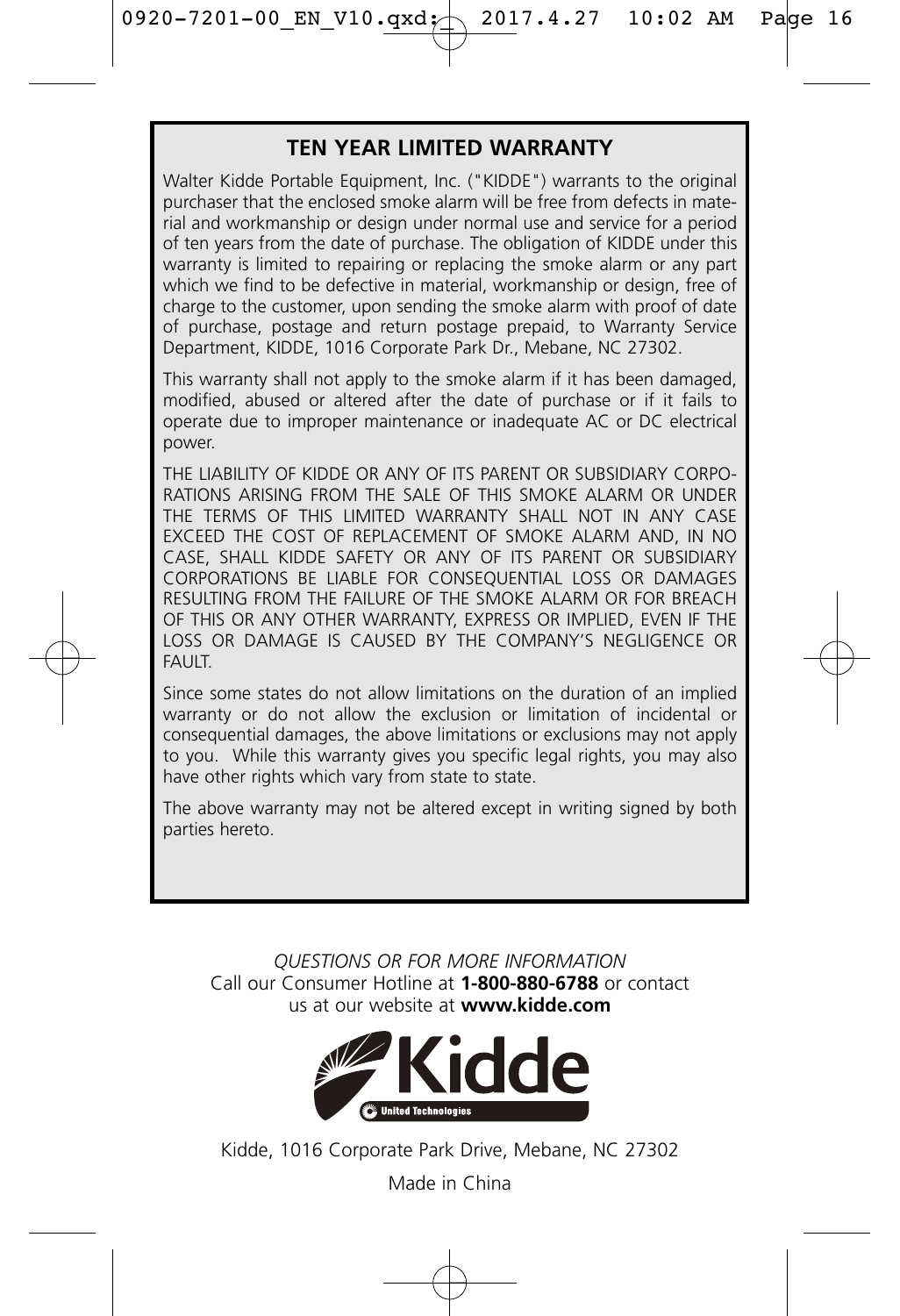## TEN YEAR LIMITED WARRANTY

Walter Kidde Portable Equipment, Inc. ("KIDDE") warrants to the original purchaser that the enclosed smoke alarm will be free from defects in material and workmanship or design under normal use and service for a period of ten years from the date of purchase. The obligation of KIDDE under this warranty is limited to repairing or replacing the smoke alarm or any part which we find to be defective in material, workmanship or design, free of charge to the customer, upon sending the smoke alarm with proof of date of purchase, postage and return postage prepaid, to Warranty Service Department, KIDDE, 1016 Corporate Park Dr., Mebane, NC 27302.

This warranty shall not apply to the smoke alarm if it has been damaged, modified, abused or altered after the date of purchase or if it fails to operate due to improper maintenance or inadequate AC or DC electrical power.

THE LIABILITY OF KIDDE OR ANY OF ITS PARENT OR SUBSIDIARY CORPORATIONS ARISING FROM THE SALE OF THIS SMOKE ALARM OR UNDER THE TERMS OF THIS LIMITED WARRANTY SHALL NOT IN ANY CASE EXCEED THE COST OF REPLACEMENT OF SMOKE ALARM AND, IN NO CASE, SHALL KIDDE SAFETY OR ANY OF ITS PARENT OR SUBSIDIARY CORPORATIONS BE LIABLE FOR CONSEQUENTIAL LOSS OR DAMAGES RESULTING FROM THE FAILURE OF THE SMOKE ALARM OR FOR BREACH OF THIS OR ANY OTHER WARRANTY, EXPRESS OR IMPLIED, EVEN IF THE LOSS OR DAMAGE IS CAUSED BY THE COMPANY'S NEGLIGENCE OR FAULT.

Since some states do not allow limitations on the duration of an implied warranty or do not allow the exclusion or limitation of incidental or consequential damages, the above limitations or exclusions may not apply to you. While this warranty gives you specific legal rights, you may also have other rights which vary from state to state.

The above warranty may not be altered except in writing signed by both parties hereto.

*QUESTIONS OR FOR MORE INFORMATION*
Call our Consumer Hotline at **1-800-880-6788** or contact us at our website at **www.kidde.com**

Kidde
United Technologies

Kidde, 1016 Corporate Park Drive, Mebane, NC 27302

Made in China